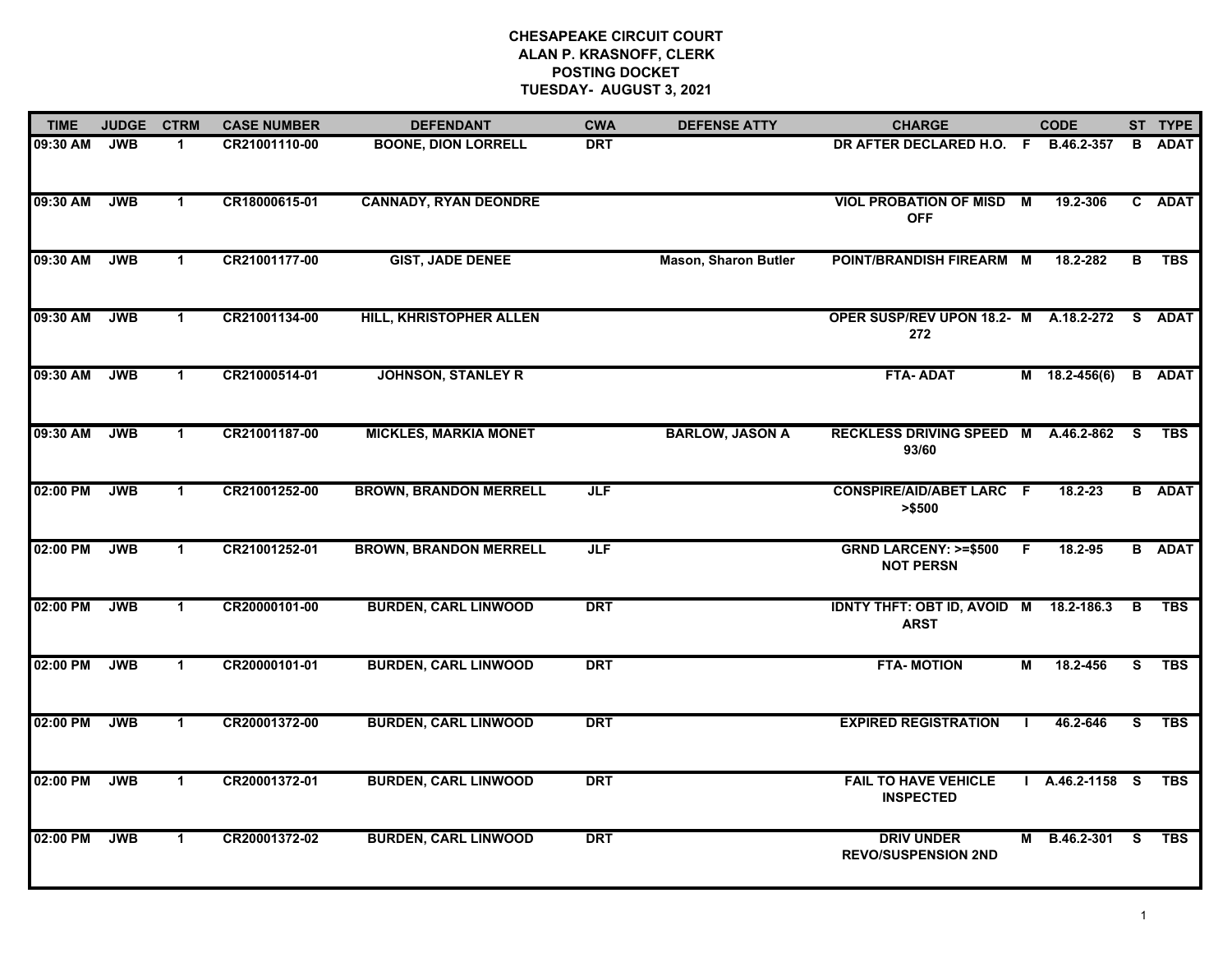# CHESAPEAKE CIRCUIT COURT
## ALAN P. KRASNOFF, CLERK
## POSTING DOCKET
## TUESDAY- AUGUST 3, 2021

| TIME | JUDGE | CTRM | CASE NUMBER | DEFENDANT | CWA | DEFENSE ATTY | CHARGE | | CODE | ST | TYPE |
|---|---|---|---|---|---|---|---|---|---|---|---|
| 09:30 AM | JWB | 1 | CR21001110-00 | BOONE, DION LORRELL | DRT | | DR AFTER DECLARED H.O. | F | B.46.2-357 | B | ADAT |
| 09:30 AM | JWB | 1 | CR18000615-01 | CANNADY, RYAN DEONDRE | | | VIOL PROBATION OF MISD OFF | M | 19.2-306 | C | ADAT |
| 09:30 AM | JWB | 1 | CR21001177-00 | GIST, JADE DENEE | | Mason, Sharon Butler | POINT/BRANDISH FIREARM | M | 18.2-282 | B | TBS |
| 09:30 AM | JWB | 1 | CR21001134-00 | HILL, KHRISTOPHER ALLEN | | | OPER SUSP/REV UPON 18.2-272 | M | A.18.2-272 | S | ADAT |
| 09:30 AM | JWB | 1 | CR21000514-01 | JOHNSON, STANLEY R | | | FTA- ADAT | M | 18.2-456(6) | B | ADAT |
| 09:30 AM | JWB | 1 | CR21001187-00 | MICKLES, MARKIA MONET | | BARLOW, JASON A | RECKLESS DRIVING SPEED 93/60 | M | A.46.2-862 | S | TBS |
| 02:00 PM | JWB | 1 | CR21001252-00 | BROWN, BRANDON MERRELL | JLF | | CONSPIRE/AID/ABET LARC >$500 | F | 18.2-23 | B | ADAT |
| 02:00 PM | JWB | 1 | CR21001252-01 | BROWN, BRANDON MERRELL | JLF | | GRND LARCENY: >=$500 NOT PERSN | F | 18.2-95 | B | ADAT |
| 02:00 PM | JWB | 1 | CR20000101-00 | BURDEN, CARL LINWOOD | DRT | | IDNTY THFT: OBT ID, AVOID ARST | M | 18.2-186.3 | B | TBS |
| 02:00 PM | JWB | 1 | CR20000101-01 | BURDEN, CARL LINWOOD | DRT | | FTA- MOTION | M | 18.2-456 | S | TBS |
| 02:00 PM | JWB | 1 | CR20001372-00 | BURDEN, CARL LINWOOD | DRT | | EXPIRED REGISTRATION | I | 46.2-646 | S | TBS |
| 02:00 PM | JWB | 1 | CR20001372-01 | BURDEN, CARL LINWOOD | DRT | | FAIL TO HAVE VEHICLE INSPECTED | I | A.46.2-1158 | S | TBS |
| 02:00 PM | JWB | 1 | CR20001372-02 | BURDEN, CARL LINWOOD | DRT | | DRIV UNDER REVO/SUSPENSION 2ND | M | B.46.2-301 | S | TBS |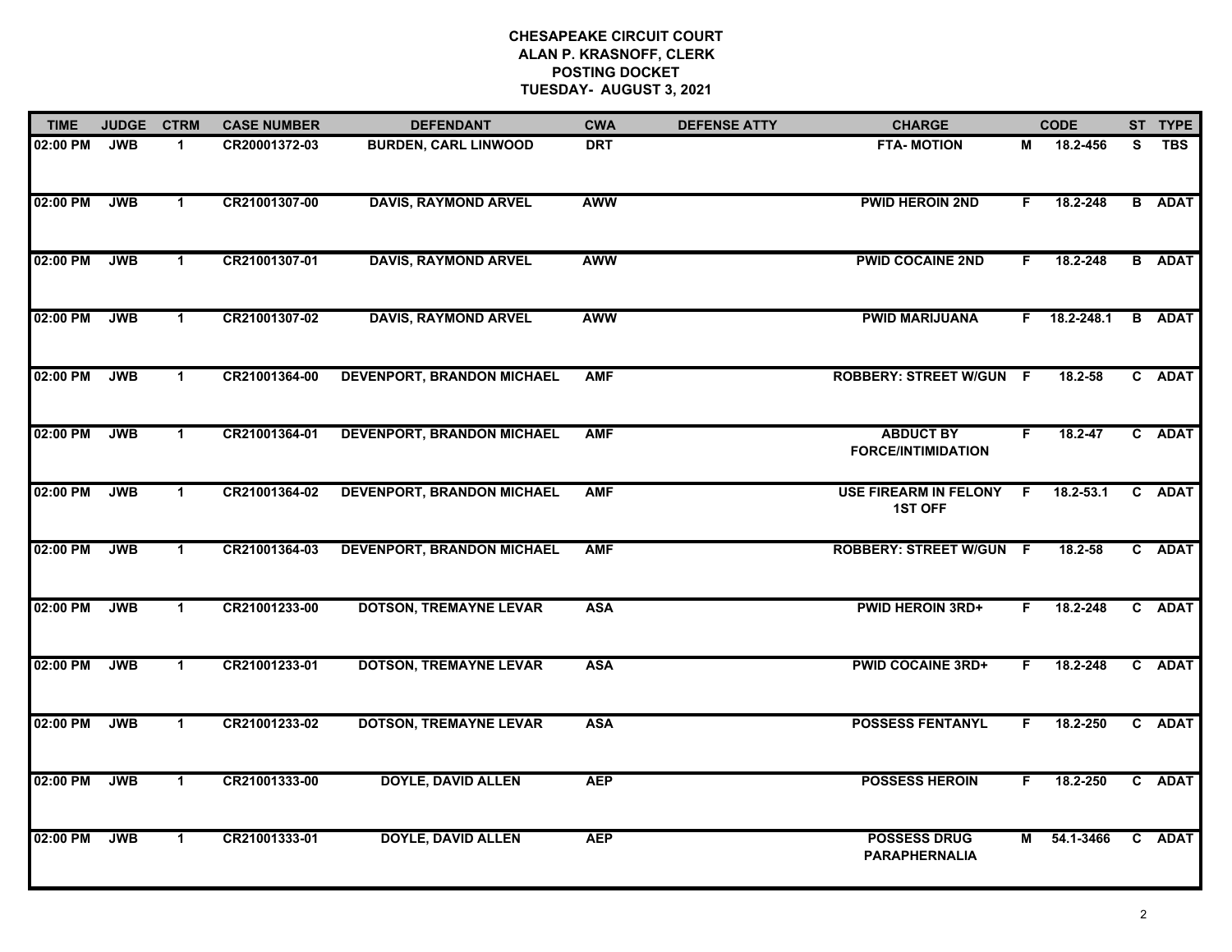# CHESAPEAKE CIRCUIT COURT
## ALAN P. KRASNOFF, CLERK
## POSTING DOCKET
## TUESDAY- AUGUST 3, 2021

| TIME | JUDGE | CTRM | CASE NUMBER | DEFENDANT | CWA | DEFENSE ATTY | CHARGE | | CODE | ST | TYPE |
|---|---|---|---|---|---|---|---|---|---|---|---|
| 02:00 PM | JWB | 1 | CR20001372-03 | BURDEN, CARL LINWOOD | DRT | | FTA- MOTION | M | 18.2-456 | S | TBS |
| 02:00 PM | JWB | 1 | CR21001307-00 | DAVIS, RAYMOND ARVEL | AWW | | PWID HEROIN 2ND | F | 18.2-248 | B | ADAT |
| 02:00 PM | JWB | 1 | CR21001307-01 | DAVIS, RAYMOND ARVEL | AWW | | PWID COCAINE 2ND | F | 18.2-248 | B | ADAT |
| 02:00 PM | JWB | 1 | CR21001307-02 | DAVIS, RAYMOND ARVEL | AWW | | PWID MARIJUANA | F | 18.2-248.1 | B | ADAT |
| 02:00 PM | JWB | 1 | CR21001364-00 | DEVENPORT, BRANDON MICHAEL | AMF | | ROBBERY: STREET W/GUN | F | 18.2-58 | C | ADAT |
| 02:00 PM | JWB | 1 | CR21001364-01 | DEVENPORT, BRANDON MICHAEL | AMF | | ABDUCT BY FORCE/INTIMIDATION | F | 18.2-47 | C | ADAT |
| 02:00 PM | JWB | 1 | CR21001364-02 | DEVENPORT, BRANDON MICHAEL | AMF | | USE FIREARM IN FELONY 1ST OFF | F | 18.2-53.1 | C | ADAT |
| 02:00 PM | JWB | 1 | CR21001364-03 | DEVENPORT, BRANDON MICHAEL | AMF | | ROBBERY: STREET W/GUN | F | 18.2-58 | C | ADAT |
| 02:00 PM | JWB | 1 | CR21001233-00 | DOTSON, TREMAYNE LEVAR | ASA | | PWID HEROIN 3RD+ | F | 18.2-248 | C | ADAT |
| 02:00 PM | JWB | 1 | CR21001233-01 | DOTSON, TREMAYNE LEVAR | ASA | | PWID COCAINE 3RD+ | F | 18.2-248 | C | ADAT |
| 02:00 PM | JWB | 1 | CR21001233-02 | DOTSON, TREMAYNE LEVAR | ASA | | POSSESS FENTANYL | F | 18.2-250 | C | ADAT |
| 02:00 PM | JWB | 1 | CR21001333-00 | DOYLE, DAVID ALLEN | AEP | | POSSESS HEROIN | F | 18.2-250 | C | ADAT |
| 02:00 PM | JWB | 1 | CR21001333-01 | DOYLE, DAVID ALLEN | AEP | | POSSESS DRUG PARAPHERNALIA | M | 54.1-3466 | C | ADAT |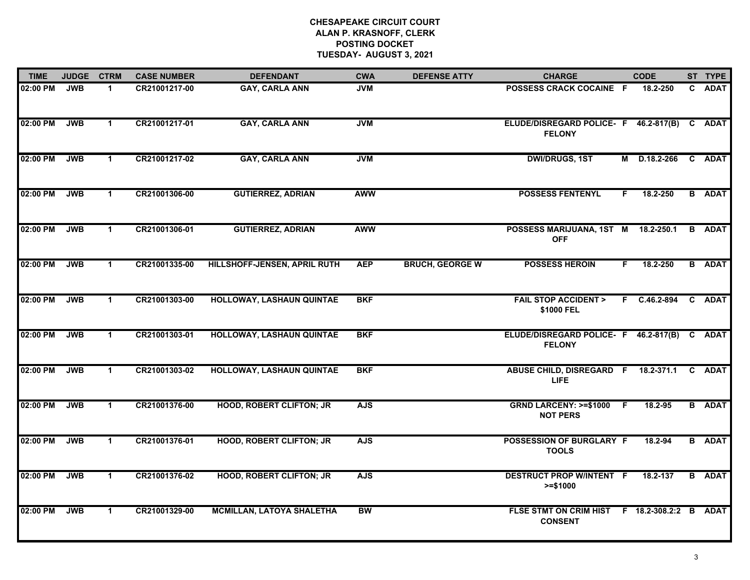# CHESAPEAKE CIRCUIT COURT
## ALAN P. KRASNOFF, CLERK
## POSTING DOCKET
## TUESDAY- AUGUST 3, 2021

| TIME | JUDGE | CTRM | CASE NUMBER | DEFENDANT | CWA | DEFENSE ATTY | CHARGE | | CODE | ST | TYPE |
|---|---|---|---|---|---|---|---|---|---|---|---|
| 02:00 PM | JWB | 1 | CR21001217-00 | GAY, CARLA ANN | JVM | | POSSESS CRACK COCAINE | F | 18.2-250 | C | ADAT |
| 02:00 PM | JWB | 1 | CR21001217-01 | GAY, CARLA ANN | JVM | | ELUDE/DISREGARD POLICE- FELONY | F | 46.2-817(B) | C | ADAT |
| 02:00 PM | JWB | 1 | CR21001217-02 | GAY, CARLA ANN | JVM | | DWI/DRUGS, 1ST | M | D.18.2-266 | C | ADAT |
| 02:00 PM | JWB | 1 | CR21001306-00 | GUTIERREZ, ADRIAN | AWW | | POSSESS FENTENYL | F | 18.2-250 | B | ADAT |
| 02:00 PM | JWB | 1 | CR21001306-01 | GUTIERREZ, ADRIAN | AWW | | POSSESS MARIJUANA, 1ST OFF | M | 18.2-250.1 | B | ADAT |
| 02:00 PM | JWB | 1 | CR21001335-00 | HILLSHOFF-JENSEN, APRIL RUTH | AEP | BRUCH, GEORGE W | POSSESS HEROIN | F | 18.2-250 | B | ADAT |
| 02:00 PM | JWB | 1 | CR21001303-00 | HOLLOWAY, LASHAUN QUINTAE | BKF | | FAIL STOP ACCIDENT > $1000 FEL | F | C.46.2-894 | C | ADAT |
| 02:00 PM | JWB | 1 | CR21001303-01 | HOLLOWAY, LASHAUN QUINTAE | BKF | | ELUDE/DISREGARD POLICE- FELONY | F | 46.2-817(B) | C | ADAT |
| 02:00 PM | JWB | 1 | CR21001303-02 | HOLLOWAY, LASHAUN QUINTAE | BKF | | ABUSE CHILD, DISREGARD LIFE | F | 18.2-371.1 | C | ADAT |
| 02:00 PM | JWB | 1 | CR21001376-00 | HOOD, ROBERT CLIFTON; JR | AJS | | GRND LARCENY: >=$1000 NOT PERS | F | 18.2-95 | B | ADAT |
| 02:00 PM | JWB | 1 | CR21001376-01 | HOOD, ROBERT CLIFTON; JR | AJS | | POSSESSION OF BURGLARY TOOLS | F | 18.2-94 | B | ADAT |
| 02:00 PM | JWB | 1 | CR21001376-02 | HOOD, ROBERT CLIFTON; JR | AJS | | DESTRUCT PROP W/INTENT >=$1000 | F | 18.2-137 | B | ADAT |
| 02:00 PM | JWB | 1 | CR21001329-00 | MCMILLAN, LATOYA SHALETHA | BW | | FLSE STMT ON CRIM HIST CONSENT | F | 18.2-308.2:2 | B | ADAT |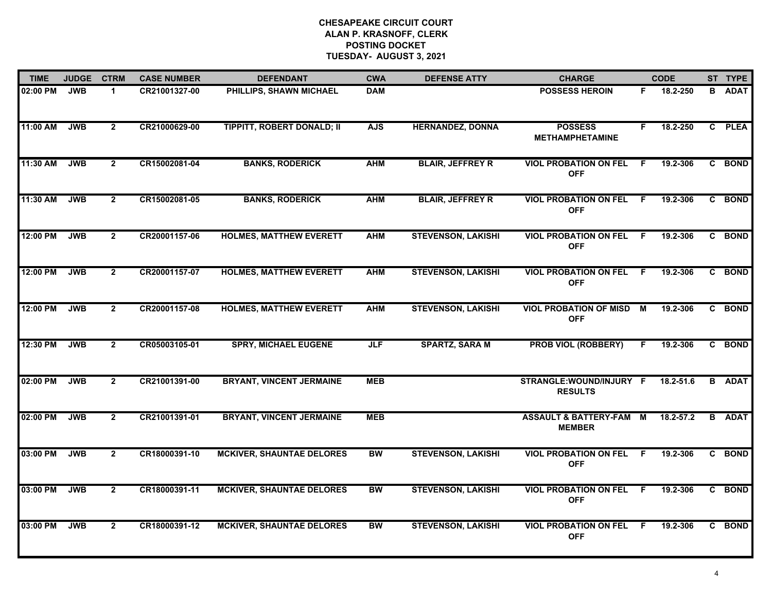**CHESAPEAKE CIRCUIT COURT**
**ALAN P. KRASNOFF, CLERK**
**POSTING DOCKET**
**TUESDAY- AUGUST 3, 2021**

| TIME | JUDGE | CTRM | CASE NUMBER | DEFENDANT | CWA | DEFENSE ATTY | CHARGE | | CODE | ST | TYPE |
|---|---|---|---|---|---|---|---|---|---|---|---|
| 02:00 PM | JWB | 1 | CR21001327-00 | PHILLIPS, SHAWN MICHAEL | DAM | | POSSESS HEROIN | F | 18.2-250 | B | ADAT |
| 11:00 AM | JWB | 2 | CR21000629-00 | TIPPITT, ROBERT DONALD; II | AJS | HERNANDEZ, DONNA | POSSESS METHAMPHETAMINE | F | 18.2-250 | C | PLEA |
| 11:30 AM | JWB | 2 | CR15002081-04 | BANKS, RODERICK | AHM | BLAIR, JEFFREY R | VIOL PROBATION ON FEL OFF | F | 19.2-306 | C | BOND |
| 11:30 AM | JWB | 2 | CR15002081-05 | BANKS, RODERICK | AHM | BLAIR, JEFFREY R | VIOL PROBATION ON FEL OFF | F | 19.2-306 | C | BOND |
| 12:00 PM | JWB | 2 | CR20001157-06 | HOLMES, MATTHEW EVERETT | AHM | STEVENSON, LAKISHI | VIOL PROBATION ON FEL OFF | F | 19.2-306 | C | BOND |
| 12:00 PM | JWB | 2 | CR20001157-07 | HOLMES, MATTHEW EVERETT | AHM | STEVENSON, LAKISHI | VIOL PROBATION ON FEL OFF | F | 19.2-306 | C | BOND |
| 12:00 PM | JWB | 2 | CR20001157-08 | HOLMES, MATTHEW EVERETT | AHM | STEVENSON, LAKISHI | VIOL PROBATION OF MISD OFF | M | 19.2-306 | C | BOND |
| 12:30 PM | JWB | 2 | CR05003105-01 | SPRY, MICHAEL EUGENE | JLF | SPARTZ, SARA M | PROB VIOL (ROBBERY) | F | 19.2-306 | C | BOND |
| 02:00 PM | JWB | 2 | CR21001391-00 | BRYANT, VINCENT JERMAINE | MEB | | STRANGLE:WOUND/INJURY RESULTS | F | 18.2-51.6 | B | ADAT |
| 02:00 PM | JWB | 2 | CR21001391-01 | BRYANT, VINCENT JERMAINE | MEB | | ASSAULT & BATTERY-FAM MEMBER | M | 18.2-57.2 | B | ADAT |
| 03:00 PM | JWB | 2 | CR18000391-10 | MCKIVER, SHAUNTAE DELORES | BW | STEVENSON, LAKISHI | VIOL PROBATION ON FEL OFF | F | 19.2-306 | C | BOND |
| 03:00 PM | JWB | 2 | CR18000391-11 | MCKIVER, SHAUNTAE DELORES | BW | STEVENSON, LAKISHI | VIOL PROBATION ON FEL OFF | F | 19.2-306 | C | BOND |
| 03:00 PM | JWB | 2 | CR18000391-12 | MCKIVER, SHAUNTAE DELORES | BW | STEVENSON, LAKISHI | VIOL PROBATION ON FEL OFF | F | 19.2-306 | C | BOND |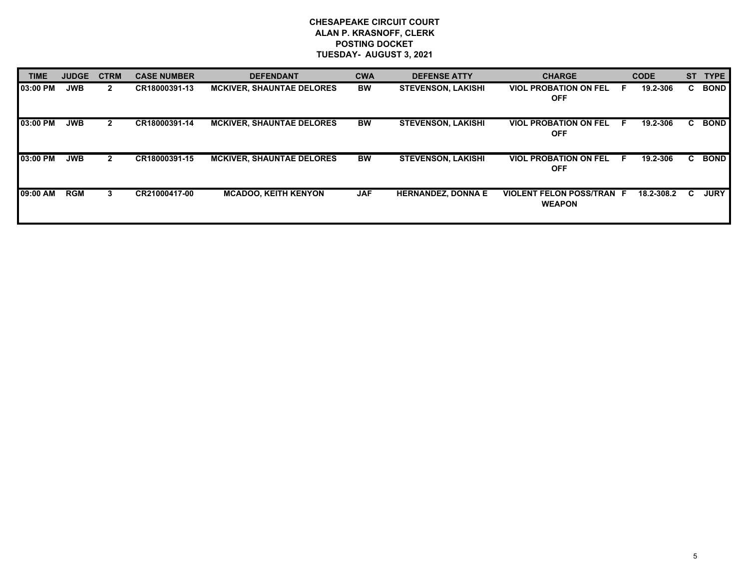**CHESAPEAKE CIRCUIT COURT**
**ALAN P. KRASNOFF, CLERK**
**POSTING DOCKET**
**TUESDAY- AUGUST 3, 2021**

| TIME | JUDGE | CTRM | CASE NUMBER | DEFENDANT | CWA | DEFENSE ATTY | CHARGE | | CODE | ST | TYPE |
|---|---|---|---|---|---|---|---|---|---|---|---|
| 03:00 PM | JWB | 2 | CR18000391-13 | MCKIVER, SHAUNTAE DELORES | BW | STEVENSON, LAKISHI | VIOL PROBATION ON FEL OFF | F | 19.2-306 | C | BOND |
| 03:00 PM | JWB | 2 | CR18000391-14 | MCKIVER, SHAUNTAE DELORES | BW | STEVENSON, LAKISHI | VIOL PROBATION ON FEL OFF | F | 19.2-306 | C | BOND |
| 03:00 PM | JWB | 2 | CR18000391-15 | MCKIVER, SHAUNTAE DELORES | BW | STEVENSON, LAKISHI | VIOL PROBATION ON FEL OFF | F | 19.2-306 | C | BOND |
| 09:00 AM | RGM | 3 | CR21000417-00 | MCADOO, KEITH KENYON | JAF | HERNANDEZ, DONNA E | VIOLENT FELON POSS/TRAN WEAPON | F | 18.2-308.2 | C | JURY |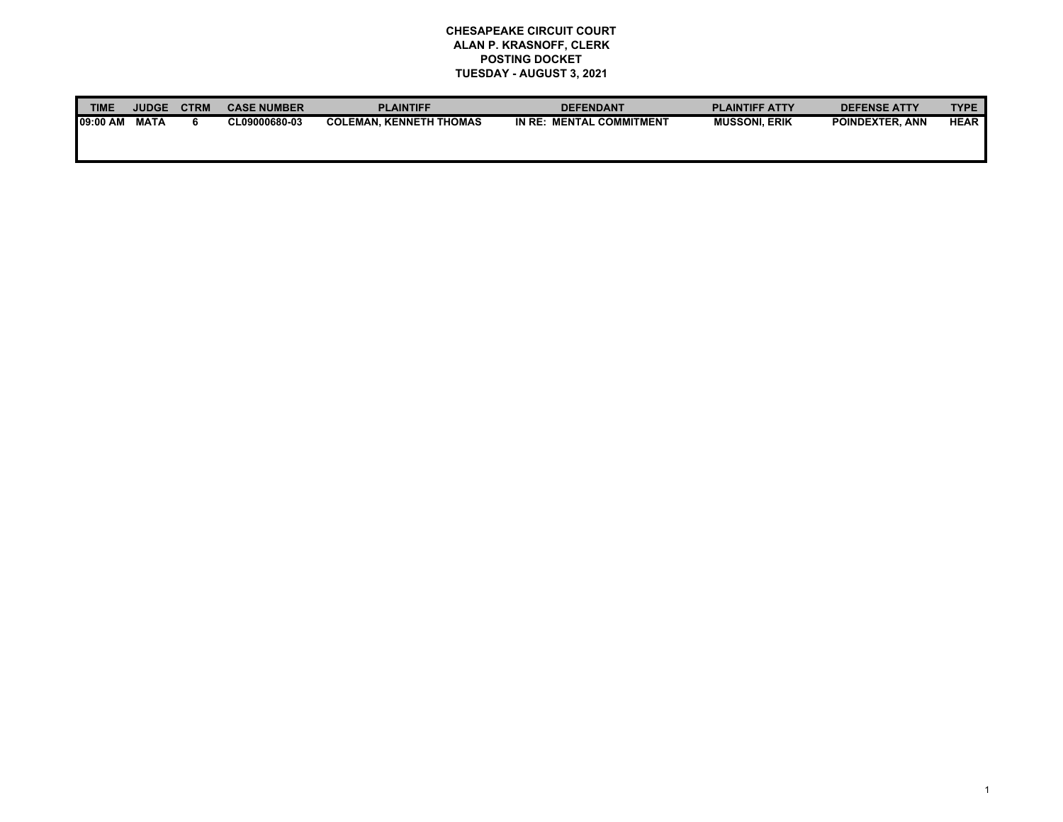**CHESAPEAKE CIRCUIT COURT**
**ALAN P. KRASNOFF, CLERK**
**POSTING DOCKET**
**TUESDAY - AUGUST 3, 2021**

| TIME | JUDGE | CTRM | CASE NUMBER | PLAINTIFF | DEFENDANT | PLAINTIFF ATTY | DEFENSE ATTY | TYPE |
|---|---|---|---|---|---|---|---|---|
| 09:00 AM | MATA | 6 | CL09000680-03 | COLEMAN, KENNETH THOMAS | IN RE: MENTAL COMMITMENT | MUSSONI, ERIK | POINDEXTER, ANN | HEAR |